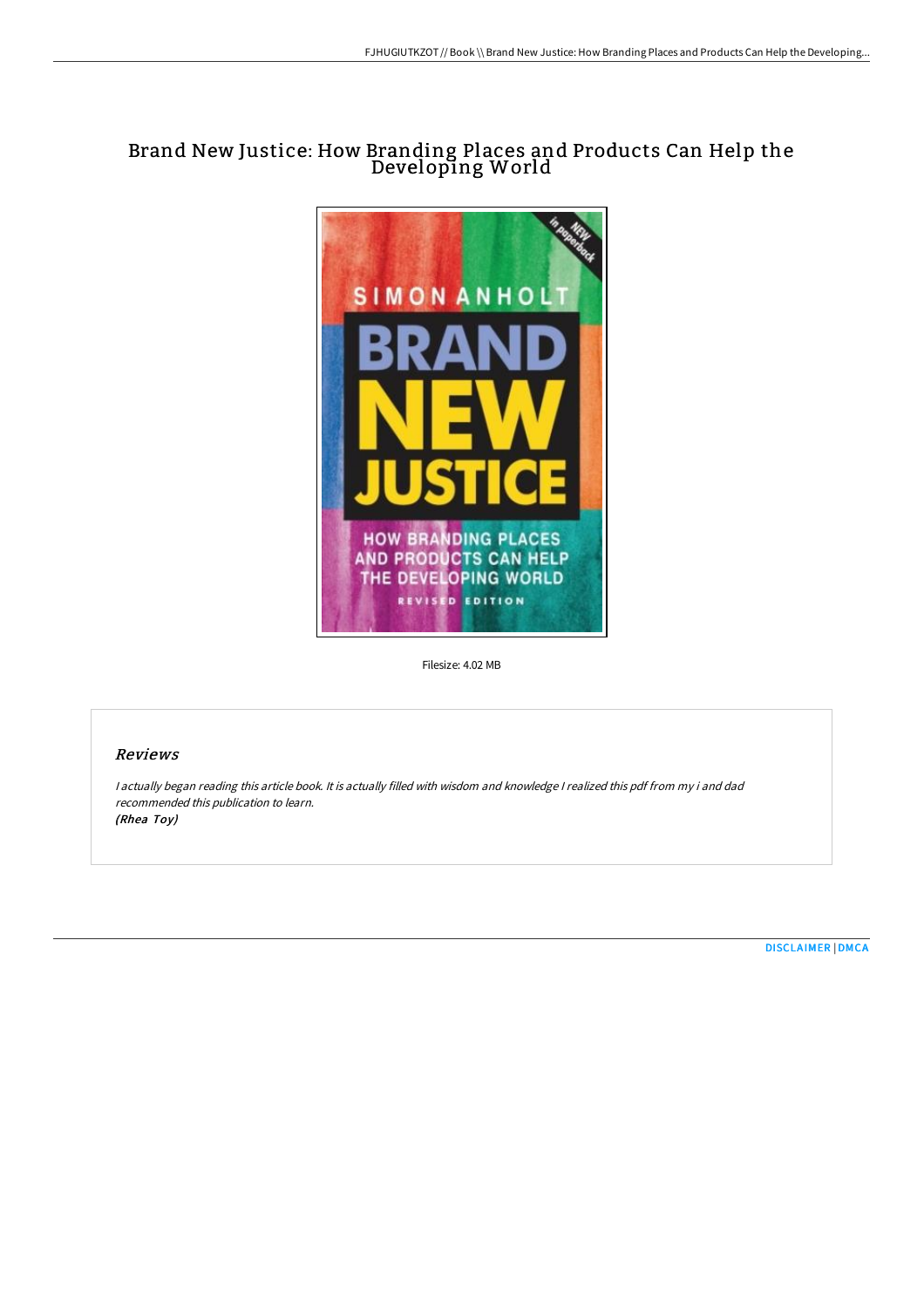# Brand New Justice: How Branding Places and Products Can Help the Developing World

Filesize: 4.02 MB

## *Reviews*

*I actually began reading this article book. It is actually filled with wisdom and knowledge I realized this pdf from my i and dad recommended this publication to learn.*

*(Rhea Toy)*

DISCLAIMER | DMCA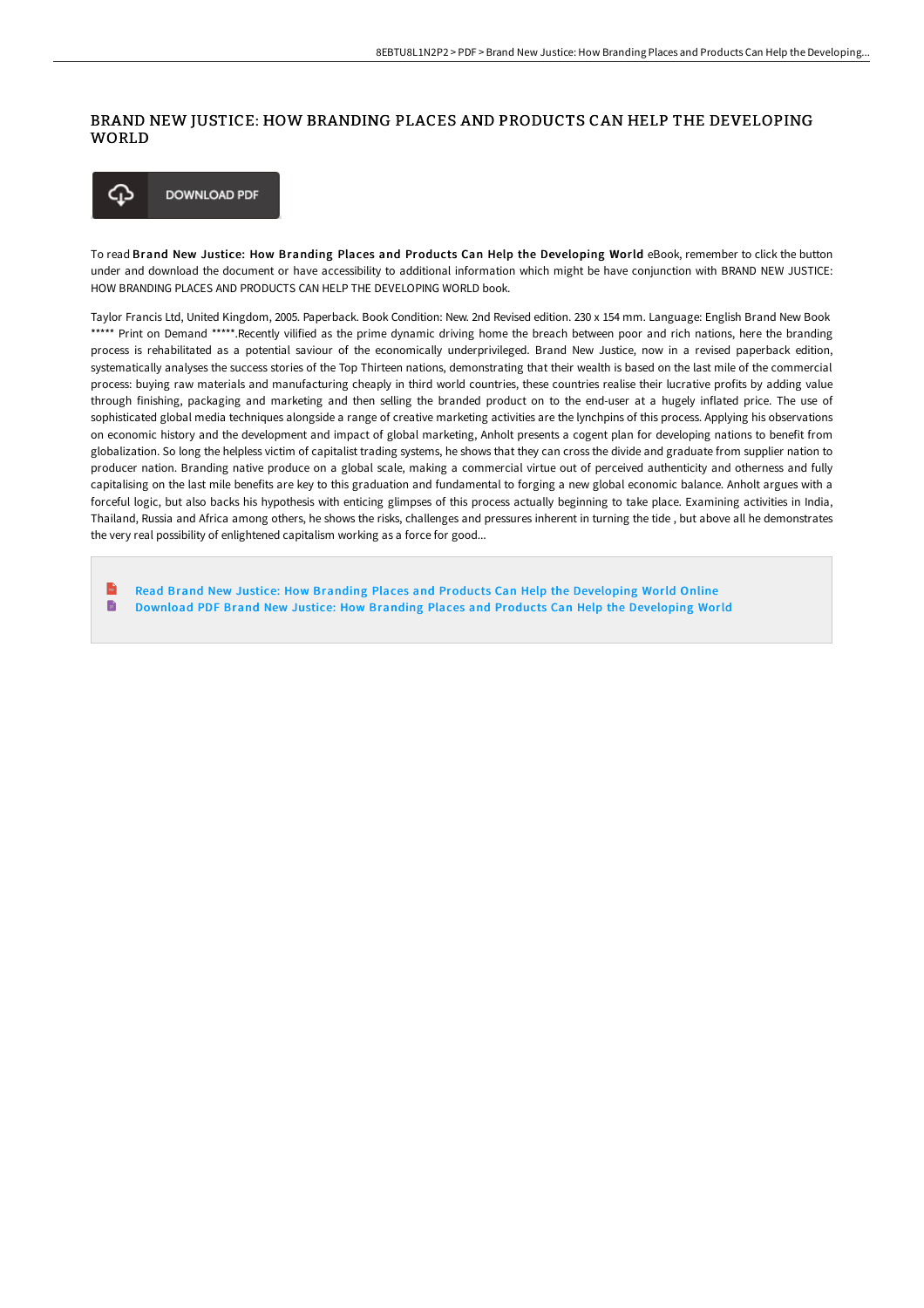# BRAND NEW JUSTICE: HOW BRANDING PLACES AND PRODUCTS CAN HELP THE DEVELOPING WORLD

DOWNLOAD PDF

To read **Brand New Justice: How Branding Places and Products Can Help the Developing World** eBook, remember to click the button under and download the document or have accessibility to additional information which might be have conjunction with BRAND NEW JUSTICE: HOW BRANDING PLACES AND PRODUCTS CAN HELP THE DEVELOPING WORLD book.

Taylor Francis Ltd, United Kingdom, 2005. Paperback. Book Condition: New. 2nd Revised edition. 230 x 154 mm. Language: English Brand New Book ***** Print on Demand *****.Recently vilified as the prime dynamic driving home the breach between poor and rich nations, here the branding process is rehabilitated as a potential saviour of the economically underprivileged. Brand New Justice, now in a revised paperback edition, systematically analyses the success stories of the Top Thirteen nations, demonstrating that their wealth is based on the last mile of the commercial process: buying raw materials and manufacturing cheaply in third world countries, these countries realise their lucrative profits by adding value through finishing, packaging and marketing and then selling the branded product on to the end-user at a hugely inflated price. The use of sophisticated global media techniques alongside a range of creative marketing activities are the lynchpins of this process. Applying his observations on economic history and the development and impact of global marketing, Anholt presents a cogent plan for developing nations to benefit from globalization. So long the helpless victim of capitalist trading systems, he shows that they can cross the divide and graduate from supplier nation to producer nation. Branding native produce on a global scale, making a commercial virtue out of perceived authenticity and otherness and fully capitalising on the last mile benefits are key to this graduation and fundamental to forging a new global economic balance. Anholt argues with a forceful logic, but also backs his hypothesis with enticing glimpses of this process actually beginning to take place. Examining activities in India, Thailand, Russia and Africa among others, he shows the risks, challenges and pressures inherent in turning the tide , but above all he demonstrates the very real possibility of enlightened capitalism working as a force for good...

- Read Brand New Justice: How Branding Places and Products Can Help the Developing World Online
- Download PDF Brand New Justice: How Branding Places and Products Can Help the Developing World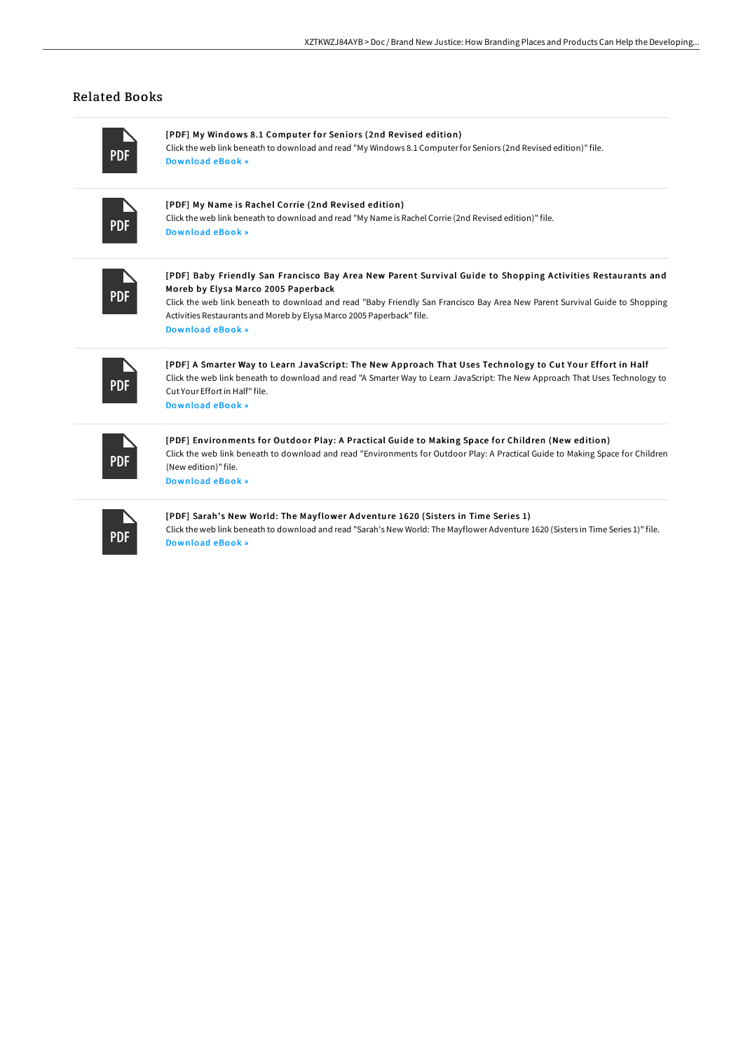## Related Books

[PDF] My Windows 8.1 Computer for Seniors (2nd Revised edition)
Click the web link beneath to download and read "My Windows 8.1 Computer for Seniors (2nd Revised edition)" file.
Download eBook »

[PDF] My Name is Rachel Corrie (2nd Revised edition)
Click the web link beneath to download and read "My Name is Rachel Corrie (2nd Revised edition)" file.
Download eBook »

[PDF] Baby Friendly San Francisco Bay Area New Parent Survival Guide to Shopping Activities Restaurants and Moreb by Elysa Marco 2005 Paperback
Click the web link beneath to download and read "Baby Friendly San Francisco Bay Area New Parent Survival Guide to Shopping Activities Restaurants and Moreb by Elysa Marco 2005 Paperback" file.
Download eBook »

[PDF] A Smarter Way to Learn JavaScript: The New Approach That Uses Technology to Cut Your Effort in Half
Click the web link beneath to download and read "A Smarter Way to Learn JavaScript: The New Approach That Uses Technology to Cut Your Effort in Half" file.
Download eBook »

[PDF] Environments for Outdoor Play: A Practical Guide to Making Space for Children (New edition)
Click the web link beneath to download and read "Environments for Outdoor Play: A Practical Guide to Making Space for Children (New edition)" file.
Download eBook »

[PDF] Sarah's New World: The Mayflower Adventure 1620 (Sisters in Time Series 1)
Click the web link beneath to download and read "Sarah's New World: The Mayflower Adventure 1620 (Sisters in Time Series 1)" file.
Download eBook »